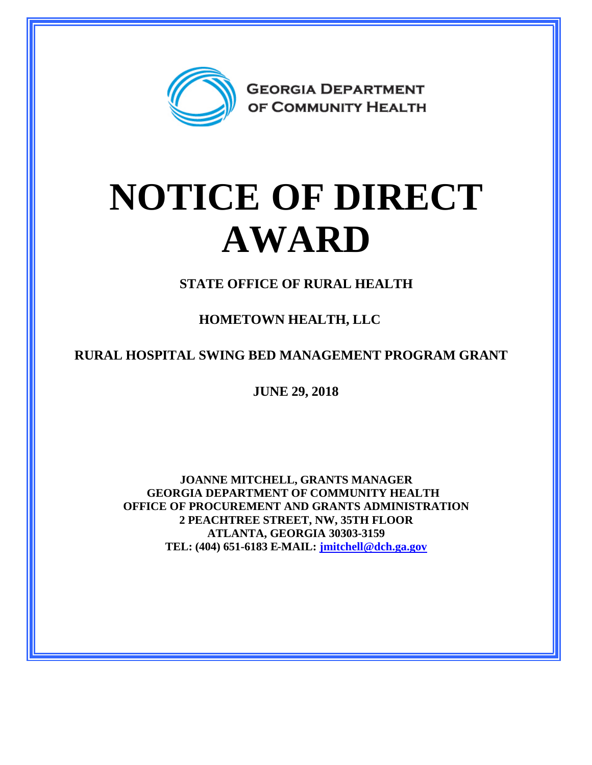GEORGIA DEPARTMENT OF COMMUNITY HEALTH

# NOTICE OF DIRECT AWARD

**STATE OFFICE OF RURAL HEALTH**

**HOMETOWN HEALTH, LLC**

**RURAL HOSPITAL SWING BED MANAGEMENT PROGRAM GRANT**

**JUNE 29, 2018**

**JOANNE MITCHELL, GRANTS MANAGER**
**GEORGIA DEPARTMENT OF COMMUNITY HEALTH**
**OFFICE OF PROCUREMENT AND GRANTS ADMINISTRATION**
**2 PEACHTREE STREET, NW, 35TH FLOOR**
**ATLANTA, GEORGIA 30303-3159**
**TEL: (404) 651-6183 E-MAIL: jmitchell@dch.ga.gov**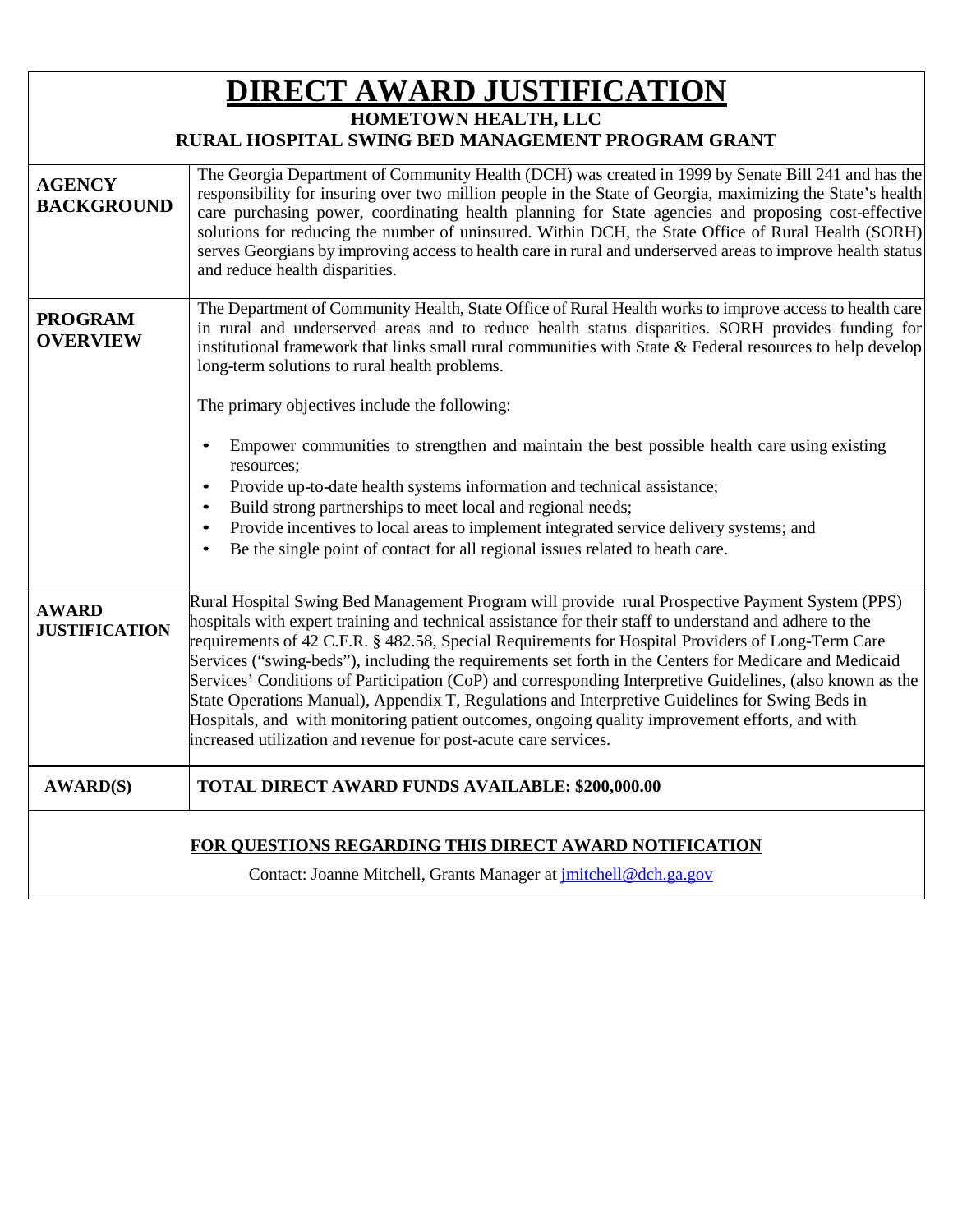# DIRECT AWARD JUSTIFICATION

## HOMETOWN HEALTH, LLC

## RURAL HOSPITAL SWING BED MANAGEMENT PROGRAM GRANT

| | |
|---|---|
| **AGENCY BACKGROUND** | The Georgia Department of Community Health (DCH) was created in 1999 by Senate Bill 241 and has the responsibility for insuring over two million people in the State of Georgia, maximizing the State's health care purchasing power, coordinating health planning for State agencies and proposing cost-effective solutions for reducing the number of uninsured. Within DCH, the State Office of Rural Health (SORH) serves Georgians by improving access to health care in rural and underserved areas to improve health status and reduce health disparities. |
| **PROGRAM OVERVIEW** | The Department of Community Health, State Office of Rural Health works to improve access to health care in rural and underserved areas and to reduce health status disparities. SORH provides funding for institutional framework that links small rural communities with State & Federal resources to help develop long-term solutions to rural health problems.<br><br>The primary objectives include the following:<br><br>• Empower communities to strengthen and maintain the best possible health care using existing resources;<br>• Provide up-to-date health systems information and technical assistance;<br>• Build strong partnerships to meet local and regional needs;<br>• Provide incentives to local areas to implement integrated service delivery systems; and<br>• Be the single point of contact for all regional issues related to heath care. |
| **AWARD JUSTIFICATION** | Rural Hospital Swing Bed Management Program will provide rural Prospective Payment System (PPS) hospitals with expert training and technical assistance for their staff to understand and adhere to the requirements of 42 C.F.R. § 482.58, Special Requirements for Hospital Providers of Long-Term Care Services ("swing-beds"), including the requirements set forth in the Centers for Medicare and Medicaid Services' Conditions of Participation (CoP) and corresponding Interpretive Guidelines, (also known as the State Operations Manual), Appendix T, Regulations and Interpretive Guidelines for Swing Beds in Hospitals, and with monitoring patient outcomes, ongoing quality improvement efforts, and with increased utilization and revenue for post-acute care services. |
| **AWARD(S)** | **TOTAL DIRECT AWARD FUNDS AVAILABLE: $200,000.00** |

**FOR QUESTIONS REGARDING THIS DIRECT AWARD NOTIFICATION**

Contact: Joanne Mitchell, Grants Manager at jmitchell@dch.ga.gov